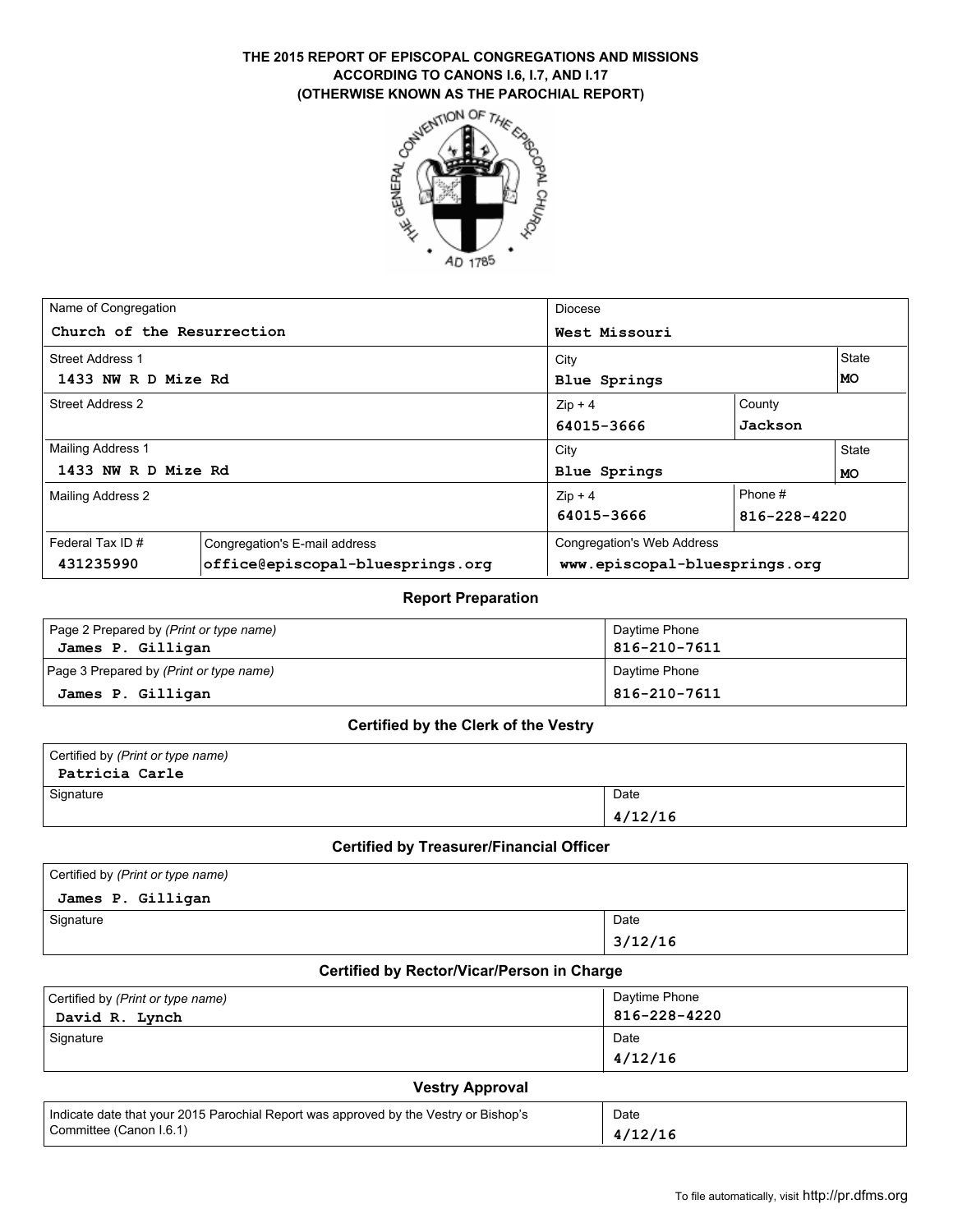# THE 2015 REPORT OF EPISCOPAL CONGREGATIONS AND MISSIONS ACCORDING TO CANONS I.6, I.7, AND I.17 (OTHERWISE KNOWN AS THE PAROCHIAL REPORT)

| Name of Congregation | | Diocese | | |
|---|---|---|---|---|
| Church of the Resurrection | | West Missouri | | |
| Street Address 1 | | City | | State |
| 1433 NW R D Mize Rd | | Blue Springs | | MO |
| Street Address 2 | | Zip + 4 | County | |
| | | 64015-3666 | Jackson | |
| Mailing Address 1 | | City | | State |
| 1433 NW R D Mize Rd | | Blue Springs | | MO |
| Mailing Address 2 | | Zip + 4 | Phone # | |
| | | 64015-3666 | 816-228-4220 | |
| Federal Tax ID # | Congregation's E-mail address | Congregation's Web Address | | |
| 431235990 | office@episcopal-bluesprings.org | www.episcopal-bluesprings.org | | |

## Report Preparation

| Page 2 Prepared by *(Print or type name)* | Daytime Phone |
|---|---|
| James P. Gilligan | 816-210-7611 |
| Page 3 Prepared by *(Print or type name)* | Daytime Phone |
| James P. Gilligan | 816-210-7611 |

## Certified by the Clerk of the Vestry

| Certified by *(Print or type name)* | |
|---|---|
| Patricia Carle | |
| Signature | Date |
| | 4/12/16 |

## Certified by Treasurer/Financial Officer

| Certified by *(Print or type name)* | |
|---|---|
| James P. Gilligan | |
| Signature | Date |
| | 3/12/16 |

## Certified by Rector/Vicar/Person in Charge

| Certified by *(Print or type name)* | Daytime Phone |
|---|---|
| David R. Lynch | 816-228-4220 |
| Signature | Date |
| | 4/12/16 |

## Vestry Approval

| Indicate date that your 2015 Parochial Report was approved by the Vestry or Bishop's Committee (Canon I.6.1) | Date |
|---|---|
| | 4/12/16 |

To file automatically, visit http://pr.dfms.org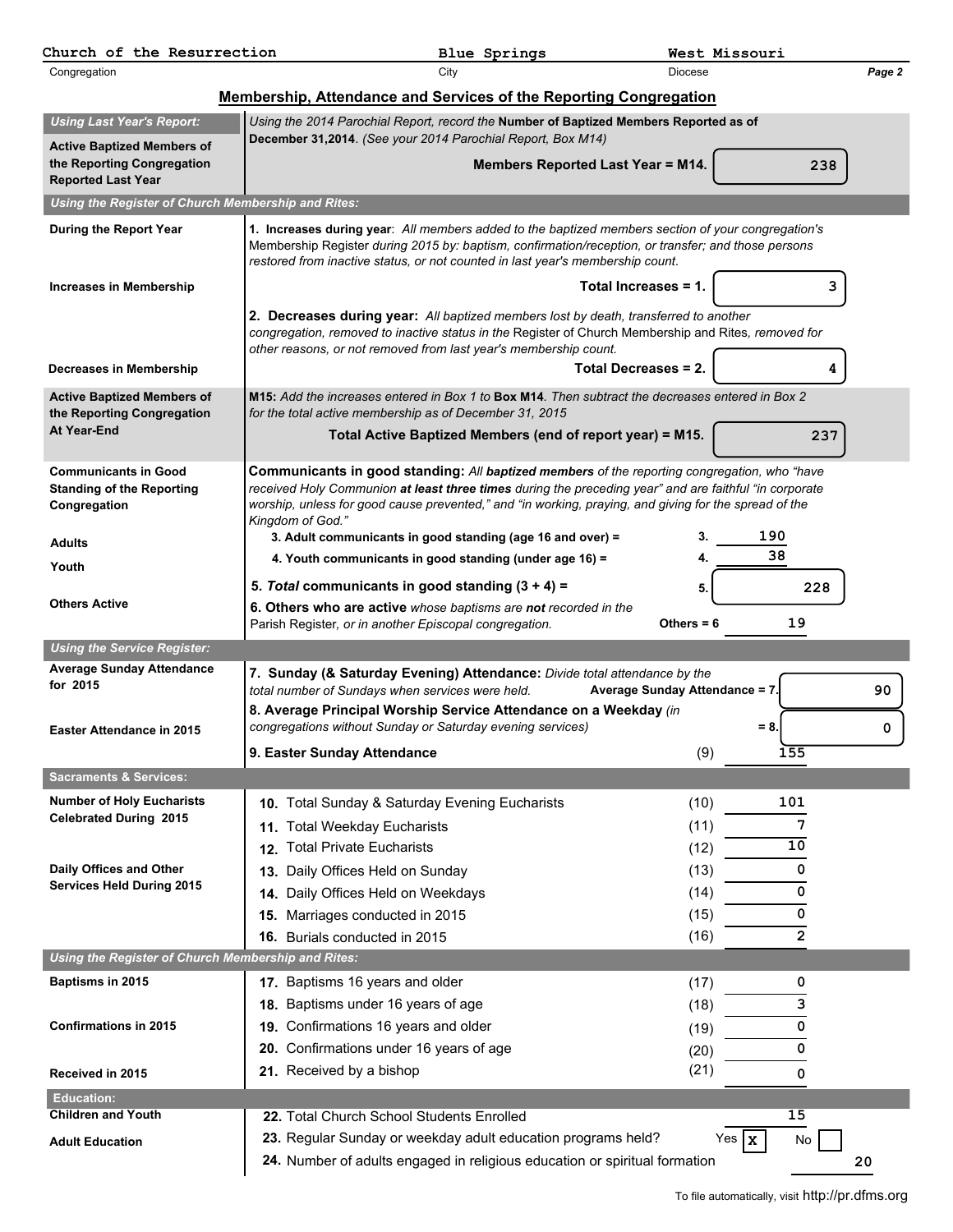| Church of the Resurrection | Blue Springs | West Missouri |
|---|---|---|
| Congregation | City | Diocese |

## Membership, Attendance and Services of the Reporting Congregation

| | | |
|---|---|---|
| ***Using Last Year's Report:*** | | |
| **Active Baptized Members of the Reporting Congregation Reported Last Year** | *Using the 2014 Parochial Report, record the* **Number of Baptized Members Reported as of December 31,2014**. *(See your 2014 Parochial Report, Box M14)* **Members Reported Last Year = M14.** | 238 |
| ***Using the Register of Church Membership and Rites:*** | | |
| **During the Report Year** **Increases in Membership** | **1. Increases during year**: *All members added to the baptized members section of your congregation's* Membership Register *during 2015 by: baptism, confirmation/reception, or transfer; and those persons restored from inactive status, or not counted in last year's membership count.* **Total Increases = 1.** | 3 |
| **Decreases in Membership** | **2. Decreases during year:** *All baptized members lost by death, transferred to another congregation, removed to inactive status in the* Register of Church Membership and Rites, *removed for other reasons, or not removed from last year's membership count.* **Total Decreases = 2.** | 4 |
| **Active Baptized Members of the Reporting Congregation At Year-End** | **M15:** *Add the increases entered in Box 1 to* **Box M14**. *Then subtract the decreases entered in Box 2 for the total active membership as of December 31, 2015* **Total Active Baptized Members (end of report year) = M15.** | 237 |
| **Communicants in Good Standing of the Reporting Congregation** | **Communicants in good standing:** *All* ***baptized members*** *of the reporting congregation, who "have received Holy Communion* ***at least three times*** *during the preceding year" and are faithful "in corporate worship, unless for good cause prevented," and "in working, praying, and giving for the spread of the Kingdom of God."* | |
| **Adults** | **3. Adult communicants in good standing (age 16 and over) =** 3. | 190 |
| **Youth** | **4. Youth communicants in good standing (under age 16) =** 4. | 38 |
| | **5. *Total* communicants in good standing (3 + 4) =** 5. | 228 |
| **Others Active** | **6. Others who are active** *whose baptisms are* ***not*** *recorded in the* Parish Register, *or in another Episcopal congregation.* **Others = 6** | 19 |
| ***Using the Service Register:*** | | |
| **Average Sunday Attendance for 2015** | **7. Sunday (& Saturday Evening) Attendance:** *Divide total attendance by the total number of Sundays when services were held.* **Average Sunday Attendance = 7.** | 90 |
| **Easter Attendance in 2015** | **8. Average Principal Worship Service Attendance on a Weekday** *(in congregations without Sunday or Saturday evening services)* **= 8.** | 0 |
| | **9. Easter Sunday Attendance** (9) | 155 |
| **Sacraments & Services:** | | |
| **Number of Holy Eucharists Celebrated During 2015** | **10.** Total Sunday & Saturday Evening Eucharists (10) | 101 |
| | **11.** Total Weekday Eucharists (11) | 7 |
| | **12.** Total Private Eucharists (12) | 10 |
| **Daily Offices and Other Services Held During 2015** | **13.** Daily Offices Held on Sunday (13) | 0 |
| | **14.** Daily Offices Held on Weekdays (14) | 0 |
| | **15.** Marriages conducted in 2015 (15) | 0 |
| | **16.** Burials conducted in 2015 (16) | 2 |
| ***Using the Register of Church Membership and Rites:*** | | |
| **Baptisms in 2015** | **17.** Baptisms 16 years and older (17) | 0 |
| | **18.** Baptisms under 16 years of age (18) | 3 |
| **Confirmations in 2015** | **19.** Confirmations 16 years and older (19) | 0 |
| | **20.** Confirmations under 16 years of age (20) | 0 |
| **Received in 2015** | **21.** Received by a bishop (21) | 0 |
| **Education:** | | |
| **Children and Youth** | **22.** Total Church School Students Enrolled | 15 |
| **Adult Education** | **23.** Regular Sunday or weekday adult education programs held? | Yes [X] No [ ] |
| | **24.** Number of adults engaged in religious education or spiritual formation | 20 |

To file automatically, visit http://pr.dfms.org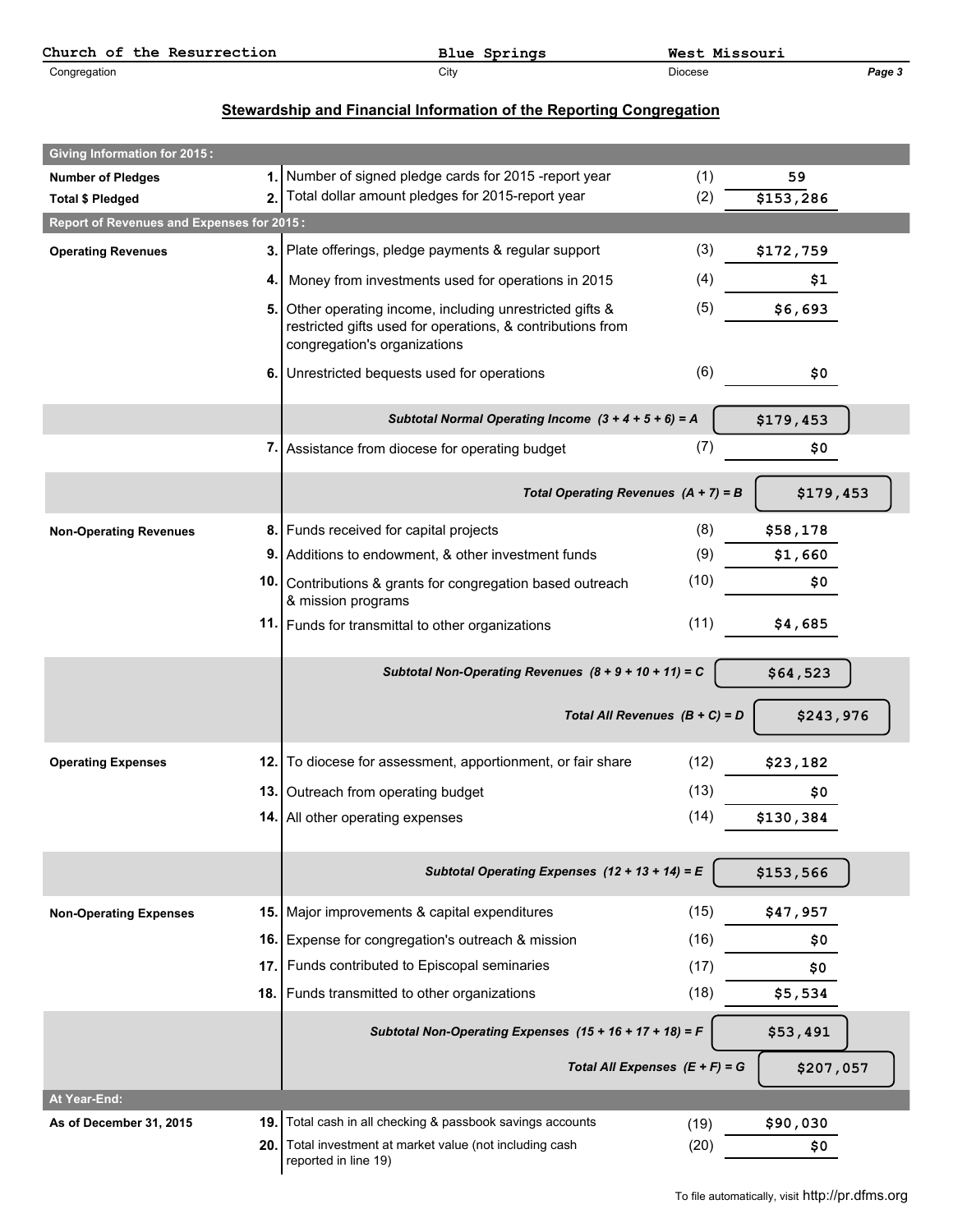| Church of the Resurrection | Blue Springs | West Missouri |
|---|---|---|
| Congregation | City | Diocese |

## Stewardship and Financial Information of the Reporting Congregation

| Section | No. | Description | Line | Amount |
|---|---|---|---|---|
| **Giving Information for 2015:** | | | | |
| **Number of Pledges** | 1. | Number of signed pledge cards for 2015 -report year | (1) | 59 |
| **Total $ Pledged** | 2. | Total dollar amount pledges for 2015-report year | (2) | $153,286 |
| **Report of Revenues and Expenses for 2015:** | | | | |
| **Operating Revenues** | 3. | Plate offerings, pledge payments & regular support | (3) | $172,759 |
| | 4. | Money from investments used for operations in 2015 | (4) | $1 |
| | 5. | Other operating income, including unrestricted gifts & restricted gifts used for operations, & contributions from congregation's organizations | (5) | $6,693 |
| | 6. | Unrestricted bequests used for operations | (6) | $0 |
| | | *Subtotal Normal Operating Income (3 + 4 + 5 + 6) = A* | | $179,453 |
| | 7. | Assistance from diocese for operating budget | (7) | $0 |
| | | *Total Operating Revenues (A + 7) = B* | | $179,453 |
| **Non-Operating Revenues** | 8. | Funds received for capital projects | (8) | $58,178 |
| | 9. | Additions to endowment, & other investment funds | (9) | $1,660 |
| | 10. | Contributions & grants for congregation based outreach & mission programs | (10) | $0 |
| | 11. | Funds for transmittal to other organizations | (11) | $4,685 |
| | | *Subtotal Non-Operating Revenues (8 + 9 + 10 + 11) = C* | | $64,523 |
| | | *Total All Revenues (B + C) = D* | | $243,976 |
| **Operating Expenses** | 12. | To diocese for assessment, apportionment, or fair share | (12) | $23,182 |
| | 13. | Outreach from operating budget | (13) | $0 |
| | 14. | All other operating expenses | (14) | $130,384 |
| | | *Subtotal Operating Expenses (12 + 13 + 14) = E* | | $153,566 |
| **Non-Operating Expenses** | 15. | Major improvements & capital expenditures | (15) | $47,957 |
| | 16. | Expense for congregation's outreach & mission | (16) | $0 |
| | 17. | Funds contributed to Episcopal seminaries | (17) | $0 |
| | 18. | Funds transmitted to other organizations | (18) | $5,534 |
| | | *Subtotal Non-Operating Expenses (15 + 16 + 17 + 18) = F* | | $53,491 |
| | | *Total All Expenses (E + F) = G* | | $207,057 |
| **At Year-End:** | | | | |
| **As of December 31, 2015** | 19. | Total cash in all checking & passbook savings accounts | (19) | $90,030 |
| | 20. | Total investment at market value (not including cash reported in line 19) | (20) | $0 |

To file automatically, visit http://pr.dfms.org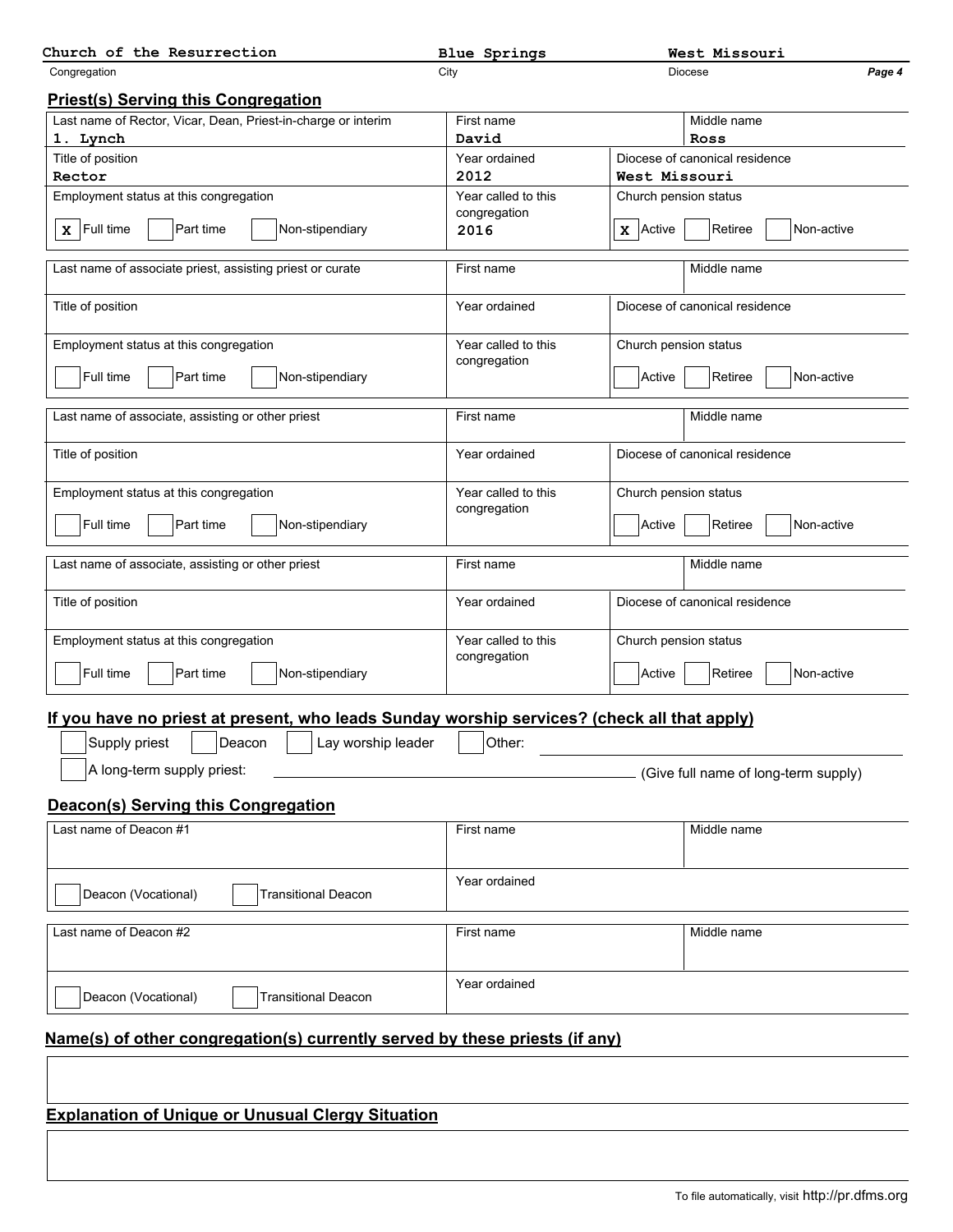| | | |
|---|---|---|
| Church of the Resurrection | Blue Springs | West Missouri |
| Congregation | City | Diocese |

## Priest(s) Serving this Congregation

| Last name of Rector, Vicar, Dean, Priest-in-charge or interim | First name | Middle name |
|---|---|---|
| 1. Lynch | David | Ross |
| **Title of position** | **Year ordained** | **Diocese of canonical residence** |
| Rector | 2012 | West Missouri |
| **Employment status at this congregation** | **Year called to this congregation** | **Church pension status** |
| [X] Full time [ ] Part time [ ] Non-stipendiary | 2016 | [X] Active [ ] Retiree [ ] Non-active |

| Last name of associate priest, assisting priest or curate | First name | Middle name |
|---|---|---|
| | | |
| **Title of position** | **Year ordained** | **Diocese of canonical residence** |
| | | |
| **Employment status at this congregation** | **Year called to this congregation** | **Church pension status** |
| [ ] Full time [ ] Part time [ ] Non-stipendiary | | [ ] Active [ ] Retiree [ ] Non-active |

| Last name of associate, assisting or other priest | First name | Middle name |
|---|---|---|
| | | |
| **Title of position** | **Year ordained** | **Diocese of canonical residence** |
| | | |
| **Employment status at this congregation** | **Year called to this congregation** | **Church pension status** |
| [ ] Full time [ ] Part time [ ] Non-stipendiary | | [ ] Active [ ] Retiree [ ] Non-active |

| Last name of associate, assisting or other priest | First name | Middle name |
|---|---|---|
| | | |
| **Title of position** | **Year ordained** | **Diocese of canonical residence** |
| | | |
| **Employment status at this congregation** | **Year called to this congregation** | **Church pension status** |
| [ ] Full time [ ] Part time [ ] Non-stipendiary | | [ ] Active [ ] Retiree [ ] Non-active |

## If you have no priest at present, who leads Sunday worship services? (check all that apply)

[ ] Supply priest [ ] Deacon [ ] Lay worship leader [ ] Other: ______________

[ ] A long-term supply priest: ______________ (Give full name of long-term supply)

## Deacon(s) Serving this Congregation

| Last name of Deacon #1 | First name | Middle name |
|---|---|---|
| | | |
| [ ] Deacon (Vocational) [ ] Transitional Deacon | **Year ordained** | |

| Last name of Deacon #2 | First name | Middle name |
|---|---|---|
| | | |
| [ ] Deacon (Vocational) [ ] Transitional Deacon | **Year ordained** | |

## Name(s) of other congregation(s) currently served by these priests (if any)

## Explanation of Unique or Unusual Clergy Situation

To file automatically, visit http://pr.dfms.org